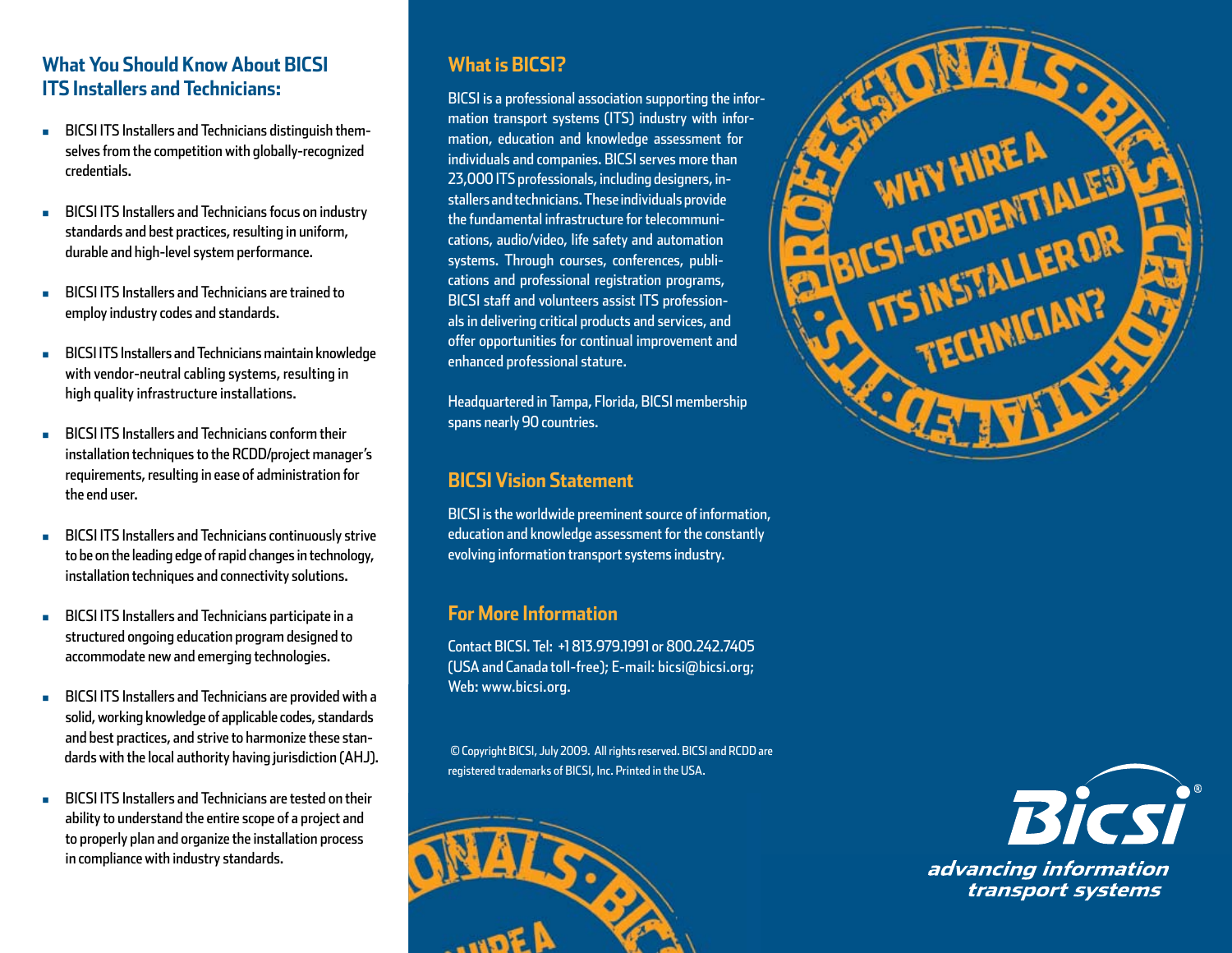## What You Should Know About BICSI ITS Installers and Technicians:

- BICSI ITS Installers and Technicians distinguish themselves from the competition with globally-recognized credentials.
- BICSI ITS Installers and Technicians focus on industry standards and best practices, resulting in uniform, durable and high-level system performance.
- BICSI ITS Installers and Technicians are trained to employ industry codes and standards.
- BICSI ITS Installers and Technicians maintain knowledge with vendor-neutral cabling systems, resulting in high quality infrastructure installations.
- BICSI ITS Installers and Technicians conform their installation techniques to the RCDD/project manager's requirements, resulting in ease of administration for the end user.
- BICSI ITS Installers and Technicians continuously strive to be on the leading edge of rapid changes in technology, installation techniques and connectivity solutions.
- BICSI ITS Installers and Technicians participate in a structured ongoing education program designed to accommodate new and emerging technologies.
- BICSI ITS Installers and Technicians are provided with a solid, working knowledge of applicable codes, standards and best practices, and strive to harmonize these standards with the local authority having jurisdiction (AHJ).
- BICSI ITS Installers and Technicians are tested on their ability to understand the entire scope of a project and to properly plan and organize the installation process in compliance with industry standards.

## What is BICSI?

BICSI is a professional association supporting the information transport systems (ITS) industry with information, education and knowledge assessment for individuals and companies. BICSI serves more than 23,000 ITS professionals, including designers, installers and technicians. These individuals provide the fundamental infrastructure for telecommunications, audio/video, life safety and automation systems. Through courses, conferences, publications and professional registration programs, BICSI staff and volunteers assist ITS professionals in delivering critical products and services, and offer opportunities for continual improvement and enhanced professional stature.

Headquartered in Tampa, Florida, BICSI membership spans nearly 90 countries.

## BICSI Vision Statement

BICSI is the worldwide preeminent source of information, education and knowledge assessment for the constantly evolving information transport systems industry.

## For More Information

Contact BICSI. Tel: +1 813.979.1991 or 800.242.7405 (USA and Canada toll-free); E-mail: bicsi@bicsi.org; Web: www.bicsi.org.

© Copyright BICSI, July 2009. All rights reserved. BICSI and RCDD are registered trademarks of BICSI, Inc. Printed in the USA.

# WHY HIRE A BICSI-CREDENTIALED ITS INSTALLER OR TECHNICIAN?

ITS • PROFESSIONALS • BICSI-CREDENTIALED

BICSI®

*advancing information transport systems*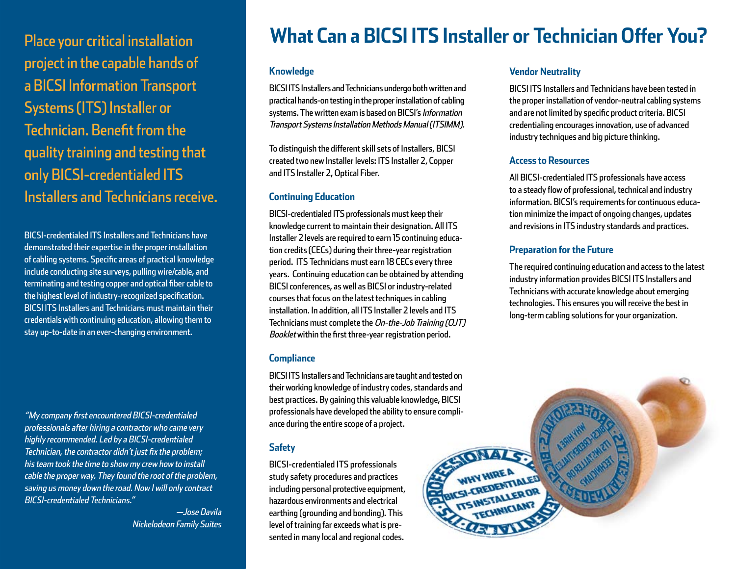Place your critical installation project in the capable hands of a BICSI Information Transport Systems (ITS) Installer or Technician. Benefit from the quality training and testing that only BICSI-credentialed ITS Installers and Technicians receive.

BICSI-credentialed ITS Installers and Technicians have demonstrated their expertise in the proper installation of cabling systems. Specific areas of practical knowledge include conducting site surveys, pulling wire/cable, and terminating and testing copper and optical fiber cable to the highest level of industry-recognized specification. BICSI ITS Installers and Technicians must maintain their credentials with continuing education, allowing them to stay up-to-date in an ever-changing environment.

*"My company first encountered BICSI-credentialed professionals after hiring a contractor who came very highly recommended. Led by a BICSI-credentialed Technician, the contractor didn't just fix the problem; his team took the time to show my crew how to install cable the proper way. They found the root of the problem, saving us money down the road. Now I will only contract BICSI-credentialed Technicians."*

*—Jose Davila*
*Nickelodeon Family Suites*

# What Can a BICSI ITS Installer or Technician Offer You?

### Knowledge

BICSI ITS Installers and Technicians undergo both written and practical hands-on testing in the proper installation of cabling systems. The written exam is based on BICSI's *Information Transport Systems Installation Methods Manual (ITSIMM)*.

To distinguish the different skill sets of Installers, BICSI created two new Installer levels: ITS Installer 2, Copper and ITS Installer 2, Optical Fiber.

### Continuing Education

BICSI-credentialed ITS professionals must keep their knowledge current to maintain their designation. All ITS Installer 2 levels are required to earn 15 continuing education credits (CECs) during their three-year registration period. ITS Technicians must earn 18 CECs every three years. Continuing education can be obtained by attending BICSI conferences, as well as BICSI or industry-related courses that focus on the latest techniques in cabling installation. In addition, all ITS Installer 2 levels and ITS Technicians must complete the *On-the-Job Training (OJT) Booklet* within the first three-year registration period.

### Compliance

BICSI ITS Installers and Technicians are taught and tested on their working knowledge of industry codes, standards and best practices. By gaining this valuable knowledge, BICSI professionals have developed the ability to ensure compliance during the entire scope of a project.

### Safety

BICSI-credentialed ITS professionals study safety procedures and practices including personal protective equipment, hazardous environments and electrical earthing (grounding and bonding). This level of training far exceeds what is presented in many local and regional codes.

### Vendor Neutrality

BICSI ITS Installers and Technicians have been tested in the proper installation of vendor-neutral cabling systems and are not limited by specific product criteria. BICSI credentialing encourages innovation, use of advanced industry techniques and big picture thinking.

### Access to Resources

All BICSI-credentialed ITS professionals have access to a steady flow of professional, technical and industry information. BICSI's requirements for continuous education minimize the impact of ongoing changes, updates and revisions in ITS industry standards and practices.

### Preparation for the Future

The required continuing education and access to the latest industry information provides BICSI ITS Installers and Technicians with accurate knowledge about emerging technologies. This ensures you will receive the best in long-term cabling solutions for your organization.